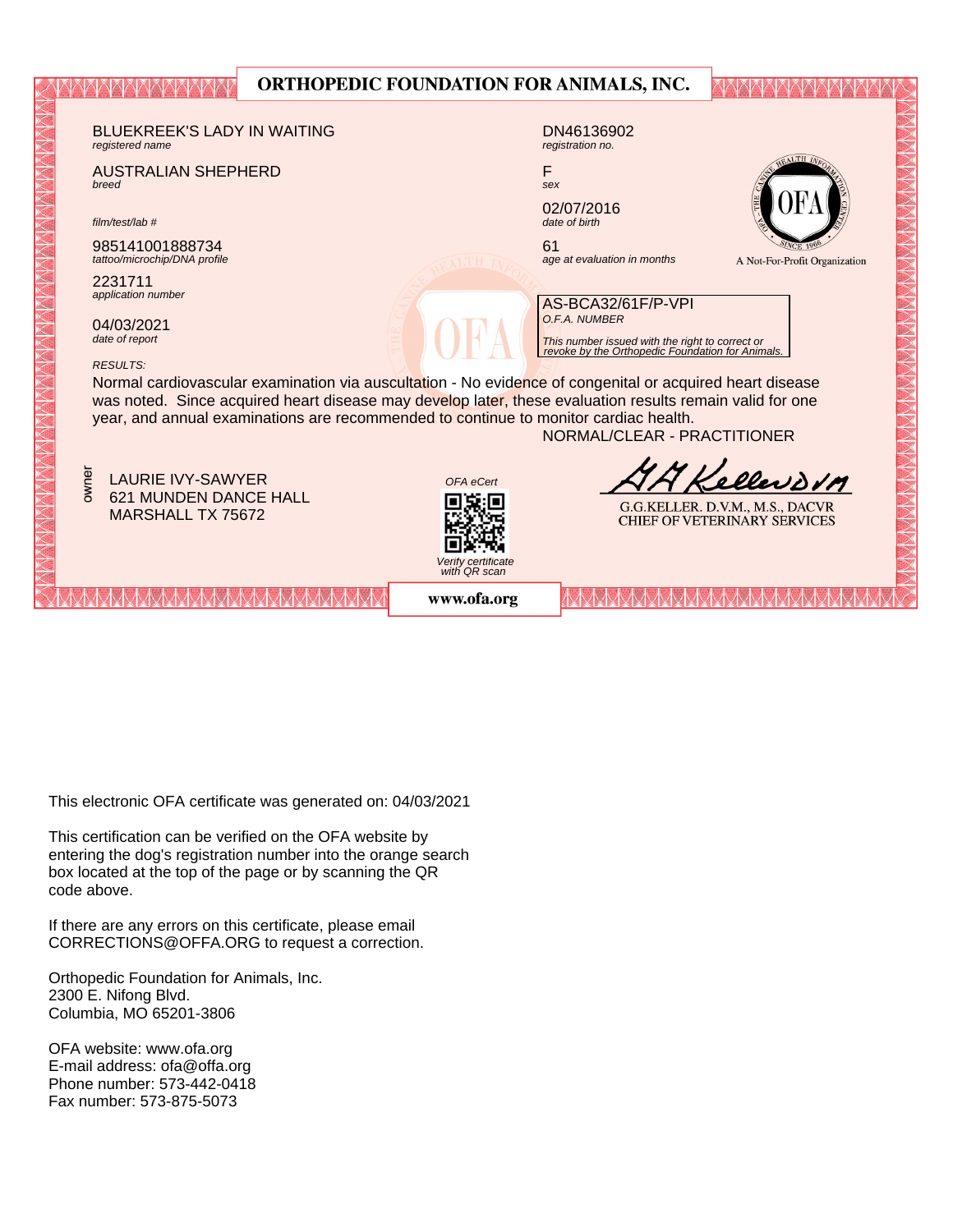# ORTHOPEDIC FOUNDATION FOR ANIMALS, INC.

BLUEKREEK'S LADY IN WAITING
*registered name*

DN46136902
*registration no.*

AUSTRALIAN SHEPHERD
*breed*

F
*sex*

*film/test/lab #*

02/07/2016
*date of birth*

985141001888734
*tattoo/microchip/DNA profile*

61
*age at evaluation in months*

OFA — THE CANINE HEALTH INFORMATION CENTER — SINCE 1966

A Not-For-Profit Organization

2231711
*application number*

04/03/2021
*date of report*

AS-BCA32/61F/P-VPI
*O.F.A. NUMBER*

*This number issued with the right to correct or revoke by the Orthopedic Foundation for Animals.*

*RESULTS:*

Normal cardiovascular examination via auscultation - No evidence of congenital or acquired heart disease was noted. Since acquired heart disease may develop later, these evaluation results remain valid for one year, and annual examinations are recommended to continue to monitor cardiac health.

NORMAL/CLEAR - PRACTITIONER

owner

LAURIE IVY-SAWYER
621 MUNDEN DANCE HALL
MARSHALL TX 75672

*OFA eCert*

*Verify certificate with QR scan*

G.G.KELLER. D.V.M., M.S., DACVR
CHIEF OF VETERINARY SERVICES

www.ofa.org

This electronic OFA certificate was generated on: 04/03/2021

This certification can be verified on the OFA website by entering the dog's registration number into the orange search box located at the top of the page or by scanning the QR code above.

If there are any errors on this certificate, please email CORRECTIONS@OFFA.ORG to request a correction.

Orthopedic Foundation for Animals, Inc.
2300 E. Nifong Blvd.
Columbia, MO 65201-3806

OFA website: www.ofa.org
E-mail address: ofa@offa.org
Phone number: 573-442-0418
Fax number: 573-875-5073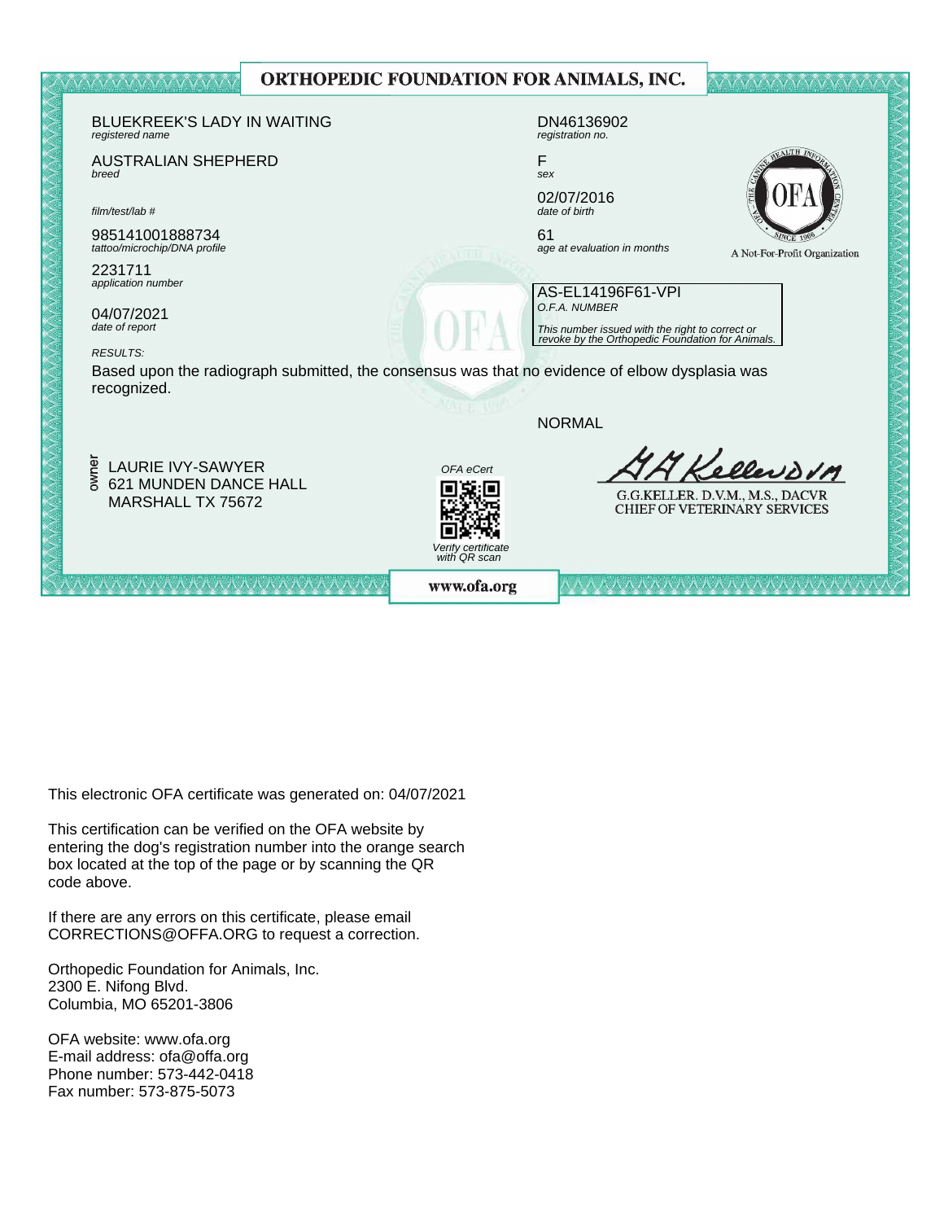# ORTHOPEDIC FOUNDATION FOR ANIMALS, INC.

BLUEKREEK'S LADY IN WAITING
*registered name*

DN46136902
*registration no.*

AUSTRALIAN SHEPHERD
*breed*

F
*sex*

02/07/2016
*date of birth*

*film/test/lab #*

985141001888734
*tattoo/microchip/DNA profile*

61
*age at evaluation in months*

A Not-For-Profit Organization

2231711
*application number*

AS-EL14196F61-VPI
*O.F.A. NUMBER*

*This number issued with the right to correct or revoke by the Orthopedic Foundation for Animals.*

04/07/2021
*date of report*

*RESULTS:*

Based upon the radiograph submitted, the consensus was that no evidence of elbow dysplasia was recognized.

NORMAL

owner

LAURIE IVY-SAWYER
621 MUNDEN DANCE HALL
MARSHALL TX 75672

*OFA eCert*

*Verify certificate with QR scan*

G.G.KELLER. D.V.M., M.S., DACVR
CHIEF OF VETERINARY SERVICES

www.ofa.org

This electronic OFA certificate was generated on: 04/07/2021

This certification can be verified on the OFA website by entering the dog's registration number into the orange search box located at the top of the page or by scanning the QR code above.

If there are any errors on this certificate, please email CORRECTIONS@OFFA.ORG to request a correction.

Orthopedic Foundation for Animals, Inc.
2300 E. Nifong Blvd.
Columbia, MO 65201-3806

OFA website: www.ofa.org
E-mail address: ofa@offa.org
Phone number: 573-442-0418
Fax number: 573-875-5073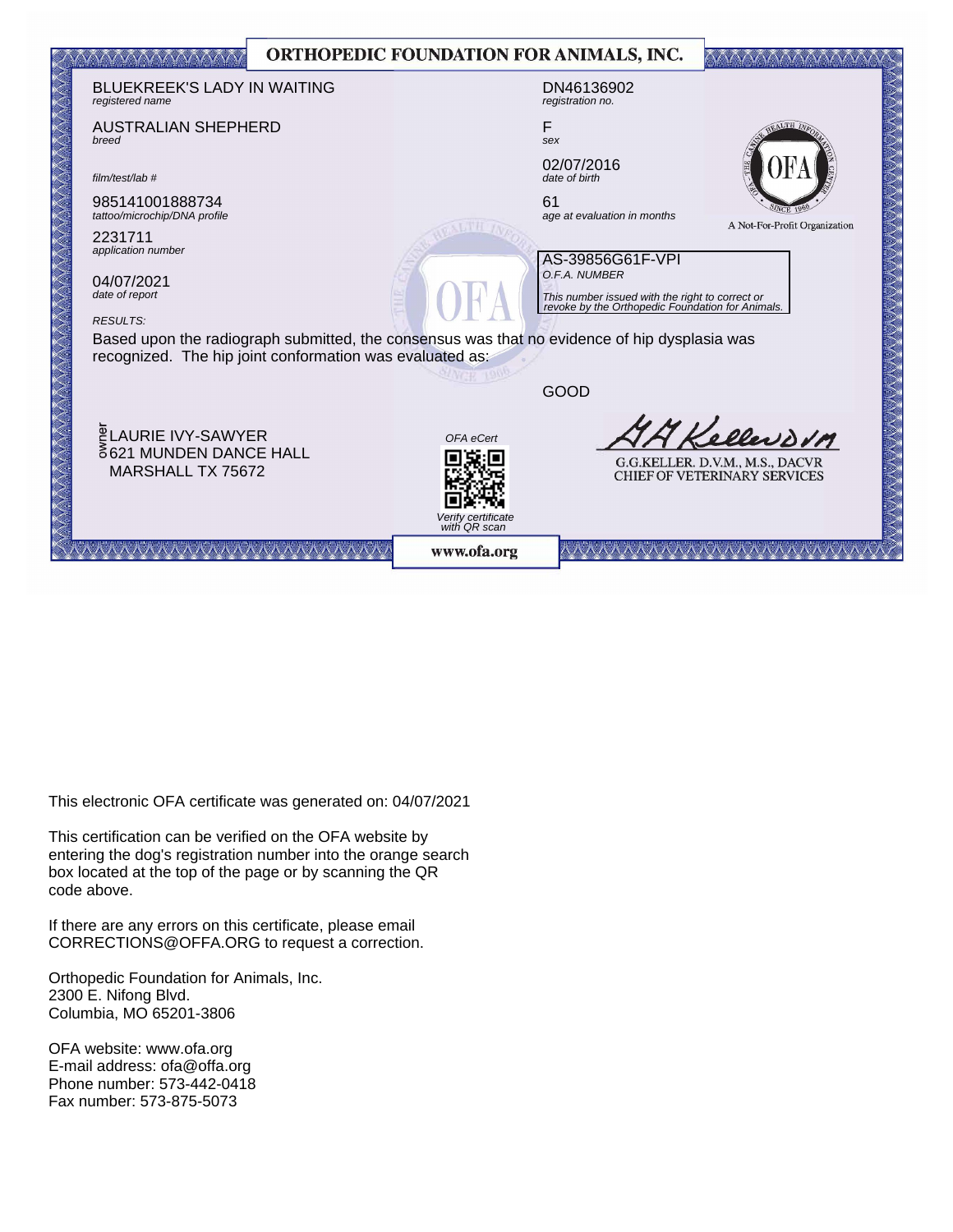# ORTHOPEDIC FOUNDATION FOR ANIMALS, INC.

BLUEKREEK'S LADY IN WAITING
*registered name*

DN46136902
*registration no.*

AUSTRALIAN SHEPHERD
*breed*

F
*sex*

02/07/2016
*date of birth*

*film/test/lab #*

985141001888734
*tattoo/microchip/DNA profile*

61
*age at evaluation in months*

A Not-For-Profit Organization

2231711
*application number*

AS-39856G61F-VPI
*O.F.A. NUMBER*

*This number issued with the right to correct or revoke by the Orthopedic Foundation for Animals.*

04/07/2021
*date of report*

*RESULTS:*

Based upon the radiograph submitted, the consensus was that no evidence of hip dysplasia was recognized. The hip joint conformation was evaluated as:

GOOD

owner
LAURIE IVY-SAWYER
621 MUNDEN DANCE HALL
MARSHALL TX 75672

*OFA eCert*

*Verify certificate with QR scan*

G.G.KELLER. D.V.M., M.S., DACVR
CHIEF OF VETERINARY SERVICES

www.ofa.org

This electronic OFA certificate was generated on: 04/07/2021

This certification can be verified on the OFA website by entering the dog's registration number into the orange search box located at the top of the page or by scanning the QR code above.

If there are any errors on this certificate, please email CORRECTIONS@OFFA.ORG to request a correction.

Orthopedic Foundation for Animals, Inc.
2300 E. Nifong Blvd.
Columbia, MO 65201-3806

OFA website: www.ofa.org
E-mail address: ofa@offa.org
Phone number: 573-442-0418
Fax number: 573-875-5073